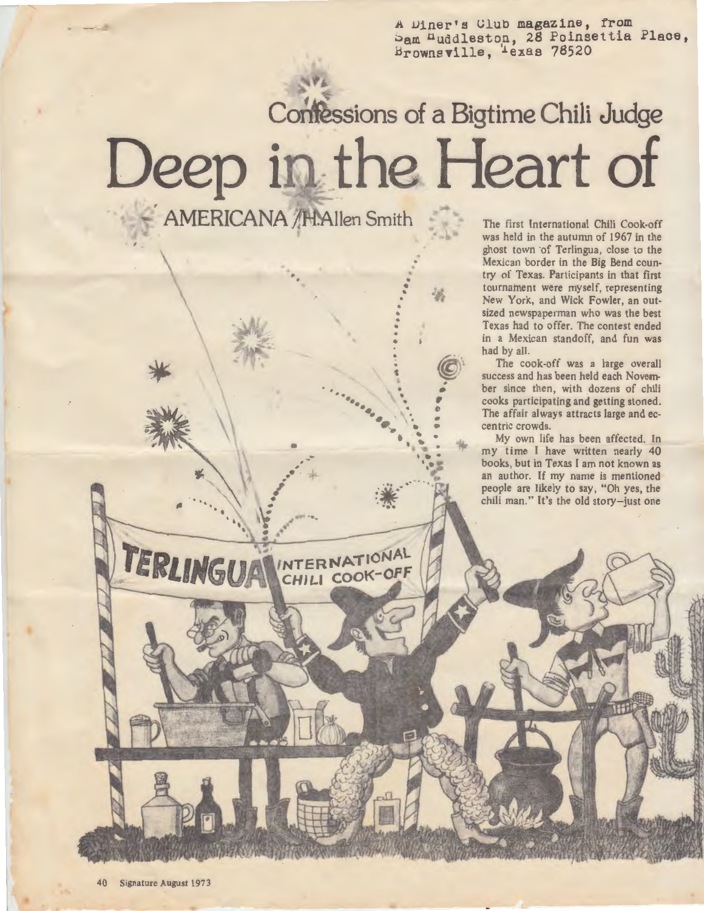A Diner's Club magazine, from Sam Huddleston, 28 Poinsettia Place, Brownsville, Texas 78520

Confessions of a Bigtime Chili Judge

# Deep in the Heart of AMERICANA

H. Allen Smith

The first International Chili Cook-off was held in the autumn of 1967 in the ghost town of Terlingua, close to the Mexican border in the Big Bend country of Texas. Participants in that first tournament were myself, representing New York, and Wick Fowler, an outsized newspaperman who was the best Texas had to offer. The contest ended in a Mexican standoff, and fun was had by all.

The cook-off was a large overall success and has been held each November since then, with dozens of chili cooks participating and getting stoned. The affair always attracts large and eccentric crowds.

My own life has been affected. In my time I have written nearly 40 books, but in Texas I am not known as an author. If my name is mentioned people are likely to say, "Oh yes, the chili man." It's the old story—just one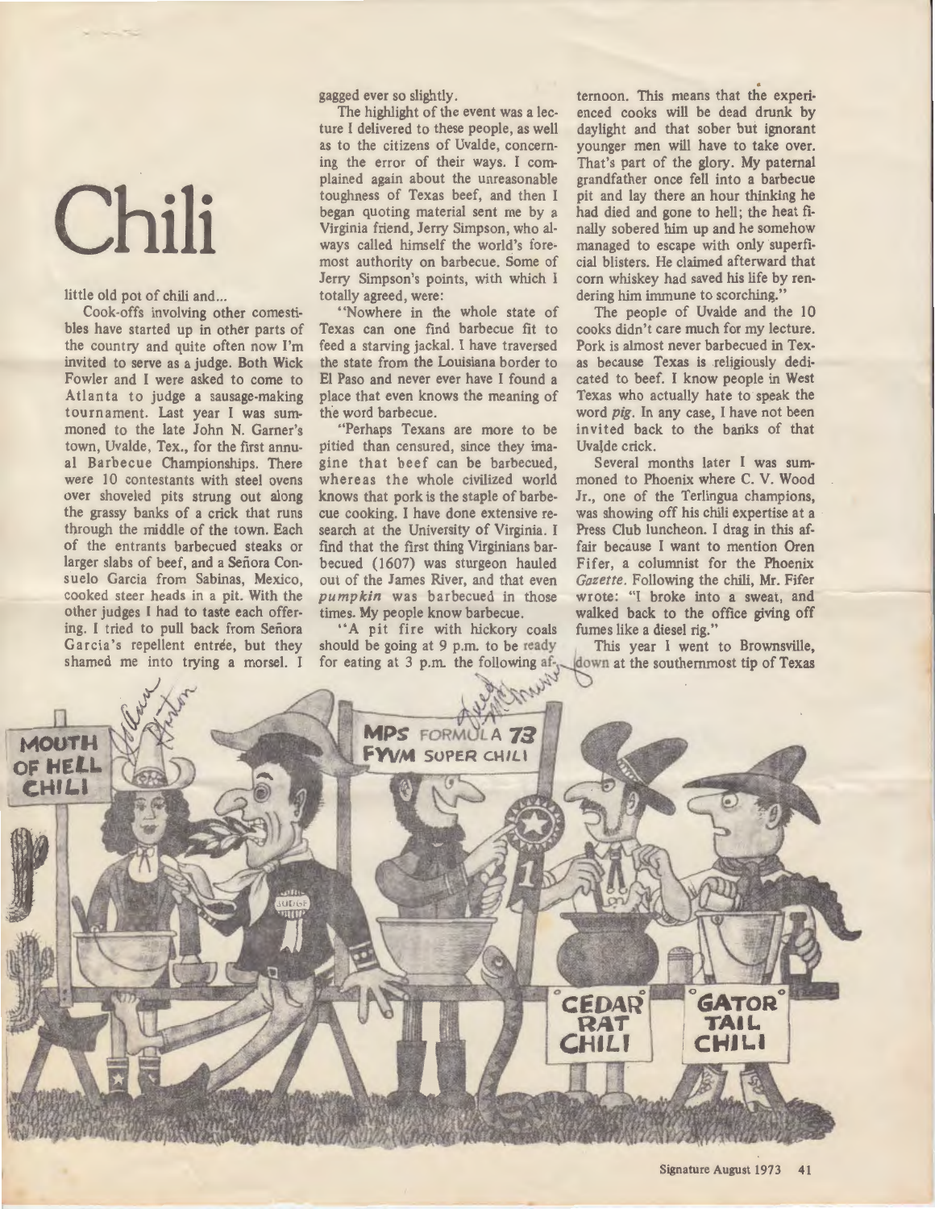# Chili

little old pot of chili and...

Cook-offs involving other comestibles have started up in other parts of the country and quite often now I'm invited to serve as a judge. Both Wick Fowler and I were asked to come to Atlanta to judge a sausage-making tournament. Last year I was summoned to the late John N. Garner's town, Uvalde, Tex., for the first annual Barbecue Championships. There were 10 contestants with steel ovens over shoveled pits strung out along the grassy banks of a crick that runs through the middle of the town. Each of the entrants barbecued steaks or larger slabs of beef, and a Señora Consuelo Garcia from Sabinas, Mexico, cooked steer heads in a pit. With the other judges I had to taste each offering. I tried to pull back from Señora Garcia's repellent entrée, but they shamed me into trying a morsel. I gagged ever so slightly.

The highlight of the event was a lecture I delivered to these people, as well as to the citizens of Uvalde, concerning the error of their ways. I complained again about the unreasonable toughness of Texas beef, and then I began quoting material sent me by a Virginia friend, Jerry Simpson, who always called himself the world's foremost authority on barbecue. Some of Jerry Simpson's points, with which I totally agreed, were:

"Nowhere in the whole state of Texas can one find barbecue fit to feed a starving jackal. I have traversed the state from the Louisiana border to El Paso and never ever have I found a place that even knows the meaning of the word barbecue.

"Perhaps Texans are more to be pitied than censured, since they imagine that beef can be barbecued, whereas the whole civilized world knows that pork is the staple of barbecue cooking. I have done extensive research at the University of Virginia. I find that the first thing Virginians barbecued (1607) was sturgeon hauled out of the James River, and that even *pumpkin* was barbecued in those times. My people know barbecue.

"A pit fire with hickory coals should be going at 9 p.m. to be ready for eating at 3 p.m. the following afternoon. This means that the experienced cooks will be dead drunk by daylight and that sober but ignorant younger men will have to take over. That's part of the glory. My paternal grandfather once fell into a barbecue pit and lay there an hour thinking he had died and gone to hell; the heat finally sobered him up and he somehow managed to escape with only superficial blisters. He claimed afterward that corn whiskey had saved his life by rendering him immune to scorching."

The people of Uvalde and the 10 cooks didn't care much for my lecture. Pork is almost never barbecued in Texas because Texas is religiously dedicated to beef. I know people in West Texas who actually hate to speak the word *pig*. In any case, I have not been invited back to the banks of that Uvalde crick.

Several months later I was summoned to Phoenix where C. V. Wood Jr., one of the Terlingua champions, was showing off his chili expertise at a Press Club luncheon. I drag in this affair because I want to mention Oren Fifer, a columnist for the Phoenix *Gazette*. Following the chili, Mr. Fifer wrote: "I broke into a sweat, and walked back to the office giving off fumes like a diesel rig."

This year I went to Brownsville, down at the southernmost tip of Texas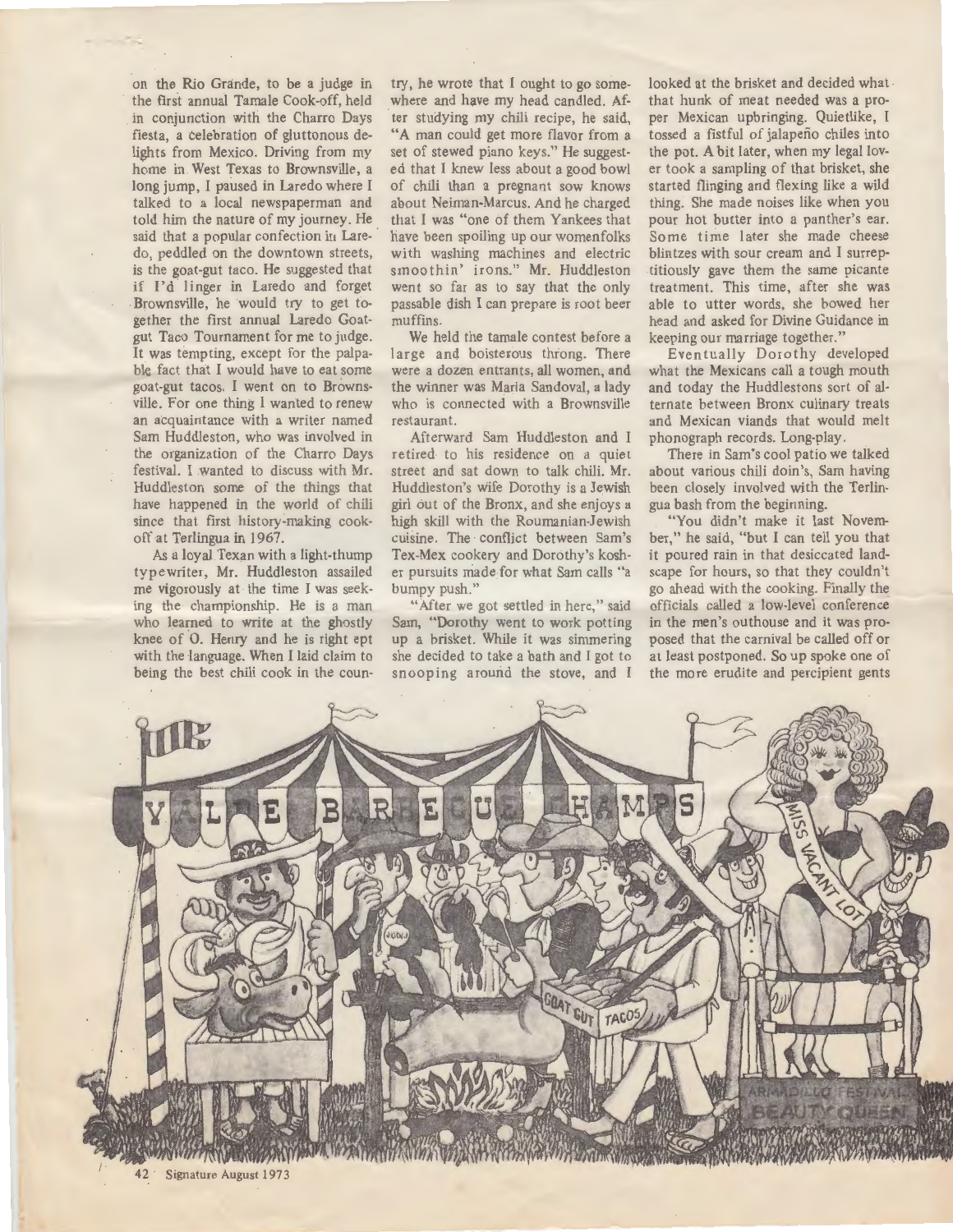on the Rio Grande, to be a judge in the first annual Tamale Cook-off, held in conjunction with the Charro Days fiesta, a celebration of gluttonous delights from Mexico. Driving from my home in West Texas to Brownsville, a long jump, I paused in Laredo where I talked to a local newspaperman and told him the nature of my journey. He said that a popular confection in Laredo, peddled on the downtown streets, is the goat-gut taco. He suggested that if I'd linger in Laredo and forget Brownsville, he would try to get together the first annual Laredo Goat-gut Taco Tournament for me to judge. It was tempting, except for the palpable fact that I would have to eat some goat-gut tacos. I went on to Brownsville. For one thing I wanted to renew an acquaintance with a writer named Sam Huddleston, who was involved in the organization of the Charro Days festival. I wanted to discuss with Mr. Huddleston some of the things that have happened in the world of chili since that first history-making cook-off at Terlingua in 1967.

As a loyal Texan with a light-thump typewriter, Mr. Huddleston assailed me vigorously at the time I was seeking the championship. He is a man who learned to write at the ghostly knee of O. Henry and he is right ept with the language. When I laid claim to being the best chili cook in the country, he wrote that I ought to go somewhere and have my head candled. After studying my chili recipe, he said, "A man could get more flavor from a set of stewed piano keys." He suggested that I knew less about a good bowl of chili than a pregnant sow knows about Neiman-Marcus. And he charged that I was "one of them Yankees that have been spoiling up our womenfolks with washing machines and electric smoothin' irons." Mr. Huddleston went so far as to say that the only passable dish I can prepare is root beer muffins.

We held the tamale contest before a large and boisterous throng. There were a dozen entrants, all women, and the winner was Maria Sandoval, a lady who is connected with a Brownsville restaurant.

Afterward Sam Huddleston and I retired to his residence on a quiet street and sat down to talk chili. Mr. Huddleston's wife Dorothy is a Jewish girl out of the Bronx, and she enjoys a high skill with the Roumanian-Jewish cuisine. The conflict between Sam's Tex-Mex cookery and Dorothy's kosher pursuits made for what Sam calls "a bumpy push."

"After we got settled in here," said Sam, "Dorothy went to work potting up a brisket. While it was simmering she decided to take a bath and I got to snooping around the stove, and I looked at the brisket and decided what that hunk of meat needed was a proper Mexican upbringing. Quietlike, I tossed a fistful of jalapeño chiles into the pot. A bit later, when my legal lover took a sampling of that brisket, she started flinging and flexing like a wild thing. She made noises like when you pour hot butter into a panther's ear. Some time later she made cheese blintzes with sour cream and I surreptitiously gave them the same picante treatment. This time, after she was able to utter words, she bowed her head and asked for Divine Guidance in keeping our marriage together."

Eventually Dorothy developed what the Mexicans call a tough mouth and today the Huddlestons sort of alternate between Bronx culinary treats and Mexican viands that would melt phonograph records. Long-play.

There in Sam's cool patio we talked about various chili doin's, Sam having been closely involved with the Terlingua bash from the beginning.

"You didn't make it last November," he said, "but I can tell you that it poured rain in that desiccated landscape for hours, so that they couldn't go ahead with the cooking. Finally the officials called a low-level conference in the men's outhouse and it was proposed that the carnival be called off or at least postponed. So up spoke one of the more erudite and percipient gents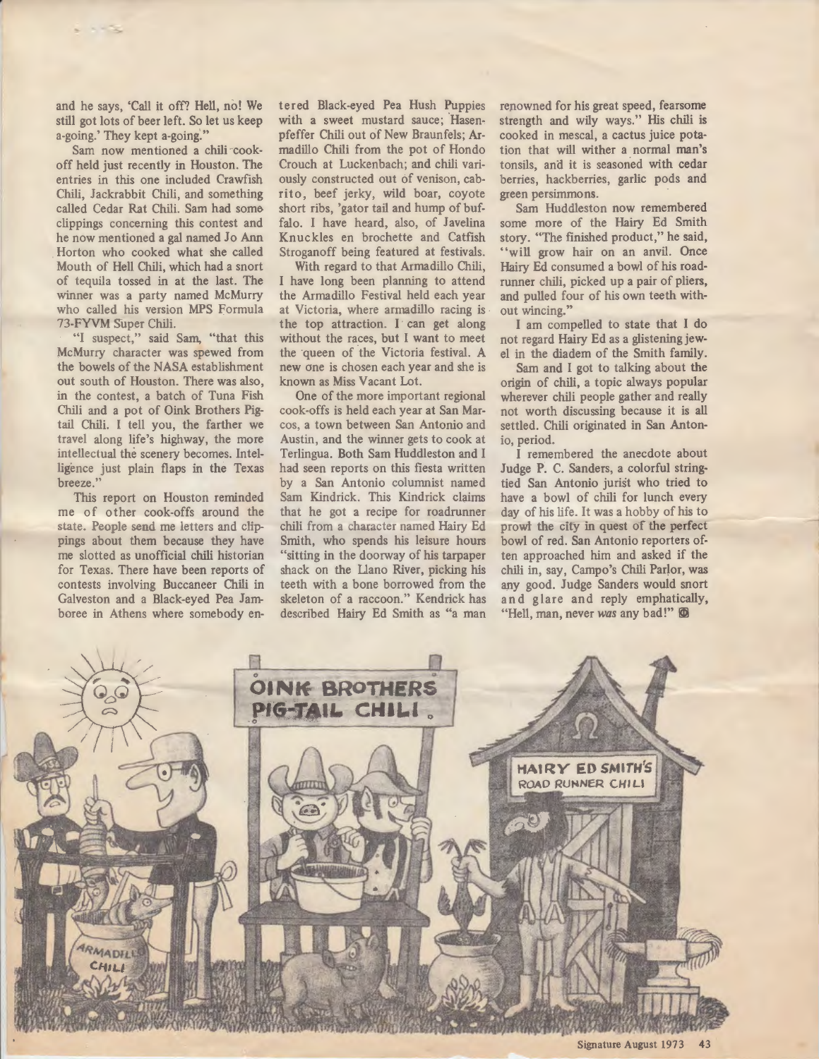and he says, 'Call it off? Hell, no! We still got lots of beer left. So let us keep a-going.' They kept a-going."

Sam now mentioned a chili cook-off held just recently in Houston. The entries in this one included Crawfish Chili, Jackrabbit Chili, and something called Cedar Rat Chili. Sam had some clippings concerning this contest and he now mentioned a gal named Jo Ann Horton who cooked what she called Mouth of Hell Chili, which had a snort of tequila tossed in at the last. The winner was a party named McMurry who called his version MPS Formula 73-FYVM Super Chili.

"I suspect," said Sam, "that this McMurry character was spewed from the bowels of the NASA establishment out south of Houston. There was also, in the contest, a batch of Tuna Fish Chili and a pot of Oink Brothers Pigtail Chili. I tell you, the farther we travel along life's highway, the more intellectual the scenery becomes. Intelligence just plain flaps in the Texas breeze."

This report on Houston reminded me of other cook-offs around the state. People send me letters and clippings about them because they have me slotted as unofficial chili historian for Texas. There have been reports of contests involving Buccaneer Chili in Galveston and a Black-eyed Pea Jamboree in Athens where somebody entered Black-eyed Pea Hush Puppies with a sweet mustard sauce; Hasenpfeffer Chili out of New Braunfels; Armadillo Chili from the pot of Hondo Crouch at Luckenbach; and chili variously constructed out of venison, cabrito, beef jerky, wild boar, coyote short ribs, 'gator tail and hump of buffalo. I have heard, also, of Javelina Knuckles en brochette and Catfish Stroganoff being featured at festivals.

With regard to that Armadillo Chili, I have long been planning to attend the Armadillo Festival held each year at Victoria, where armadillo racing is the top attraction. I can get along without the races, but I want to meet the queen of the Victoria festival. A new one is chosen each year and she is known as Miss Vacant Lot.

One of the more important regional cook-offs is held each year at San Marcos, a town between San Antonio and Austin, and the winner gets to cook at Terlingua. Both Sam Huddleston and I had seen reports on this fiesta written by a San Antonio columnist named Sam Kindrick. This Kindrick claims that he got a recipe for roadrunner chili from a character named Hairy Ed Smith, who spends his leisure hours "sitting in the doorway of his tarpaper shack on the Llano River, picking his teeth with a bone borrowed from the skeleton of a raccoon." Kendrick has described Hairy Ed Smith as "a man renowned for his great speed, fearsome strength and wily ways." His chili is cooked in mescal, a cactus juice potation that will wither a normal man's tonsils, and it is seasoned with cedar berries, hackberries, garlic pods and green persimmons.

Sam Huddleston now remembered some more of the Hairy Ed Smith story. "The finished product," he said, "will grow hair on an anvil. Once Hairy Ed consumed a bowl of his roadrunner chili, picked up a pair of pliers, and pulled four of his own teeth without wincing."

I am compelled to state that I do not regard Hairy Ed as a glistening jewel in the diadem of the Smith family.

Sam and I got to talking about the origin of chili, a topic always popular wherever chili people gather and really not worth discussing because it is all settled. Chili originated in San Antonio, period.

I remembered the anecdote about Judge P. C. Sanders, a colorful stringtied San Antonio jurist who tried to have a bowl of chili for lunch every day of his life. It was a hobby of his to prowl the city in quest of the perfect bowl of red. San Antonio reporters often approached him and asked if the chili in, say, Campo's Chili Parlor, was any good. Judge Sanders would snort and glare and reply emphatically, "Hell, man, never *was* any bad!"

OINK BROTHERS PIG-TAIL CHILI

HAIRY ED SMITH'S ROAD RUNNER CHILI

ARMADILLO CHILI